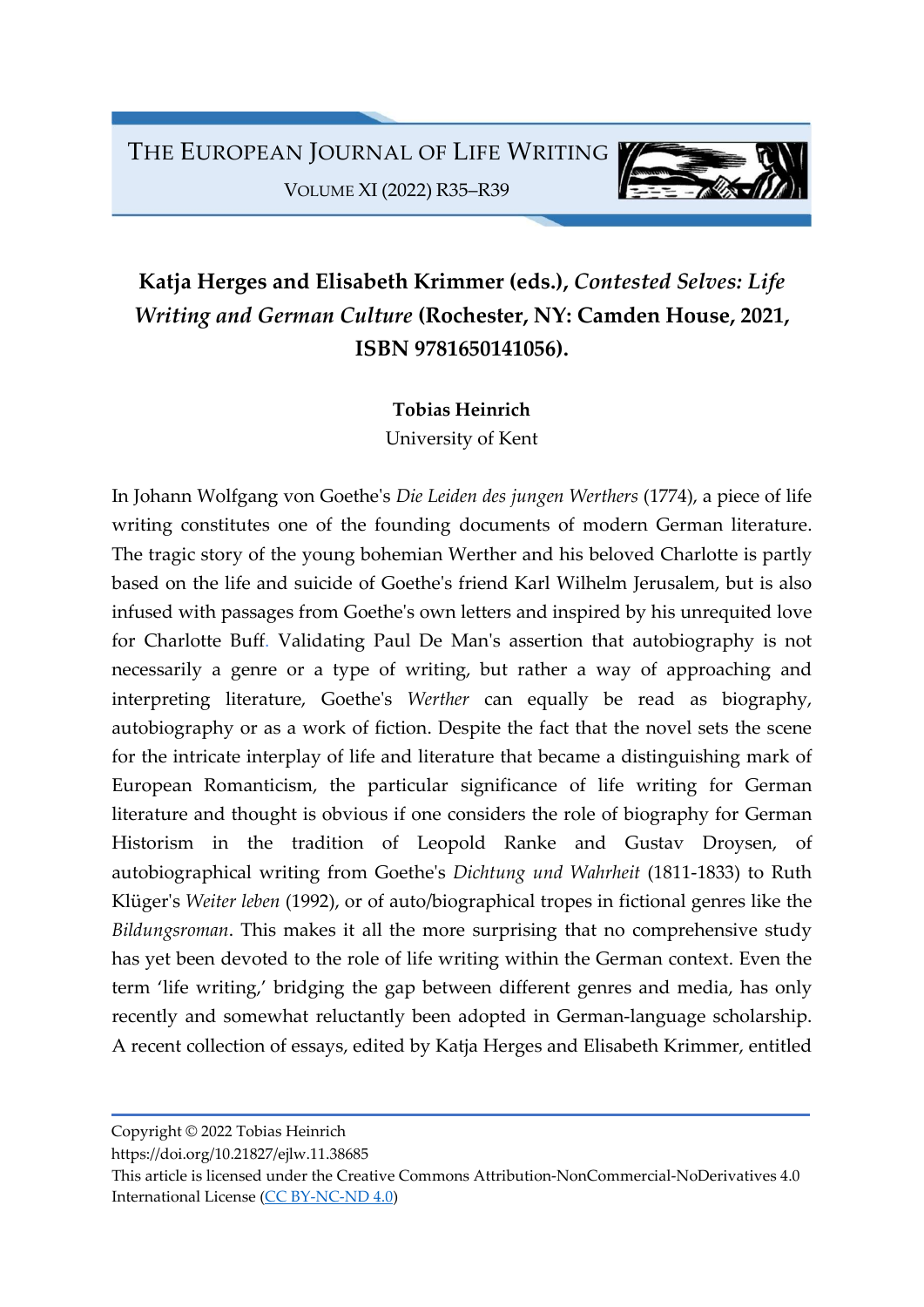# Katja Herges and Elisabeth Krimmer (eds.), *Contested Selves: Life Writing and German Culture* (Rochester, NY: Camden House, 2021, ISBN 9781650141056).

**Tobias Heinrich**
University of Kent

In Johann Wolfgang von Goethe's *Die Leiden des jungen Werthers* (1774), a piece of life writing constitutes one of the founding documents of modern German literature. The tragic story of the young bohemian Werther and his beloved Charlotte is partly based on the life and suicide of Goethe's friend Karl Wilhelm Jerusalem, but is also infused with passages from Goethe's own letters and inspired by his unrequited love for Charlotte Buff. Validating Paul De Man's assertion that autobiography is not necessarily a genre or a type of writing, but rather a way of approaching and interpreting literature, Goethe's *Werther* can equally be read as biography, autobiography or as a work of fiction. Despite the fact that the novel sets the scene for the intricate interplay of life and literature that became a distinguishing mark of European Romanticism, the particular significance of life writing for German literature and thought is obvious if one considers the role of biography for German Historism in the tradition of Leopold Ranke and Gustav Droysen, of autobiographical writing from Goethe's *Dichtung und Wahrheit* (1811-1833) to Ruth Klüger's *Weiter leben* (1992), or of auto/biographical tropes in fictional genres like the *Bildungsroman*. This makes it all the more surprising that no comprehensive study has yet been devoted to the role of life writing within the German context. Even the term 'life writing,' bridging the gap between different genres and media, has only recently and somewhat reluctantly been adopted in German-language scholarship. A recent collection of essays, edited by Katja Herges and Elisabeth Krimmer, entitled

Copyright © 2022 Tobias Heinrich
https://doi.org/10.21827/ejlw.11.38685
This article is licensed under the Creative Commons Attribution-NonCommercial-NoDerivatives 4.0 International License (CC BY-NC-ND 4.0)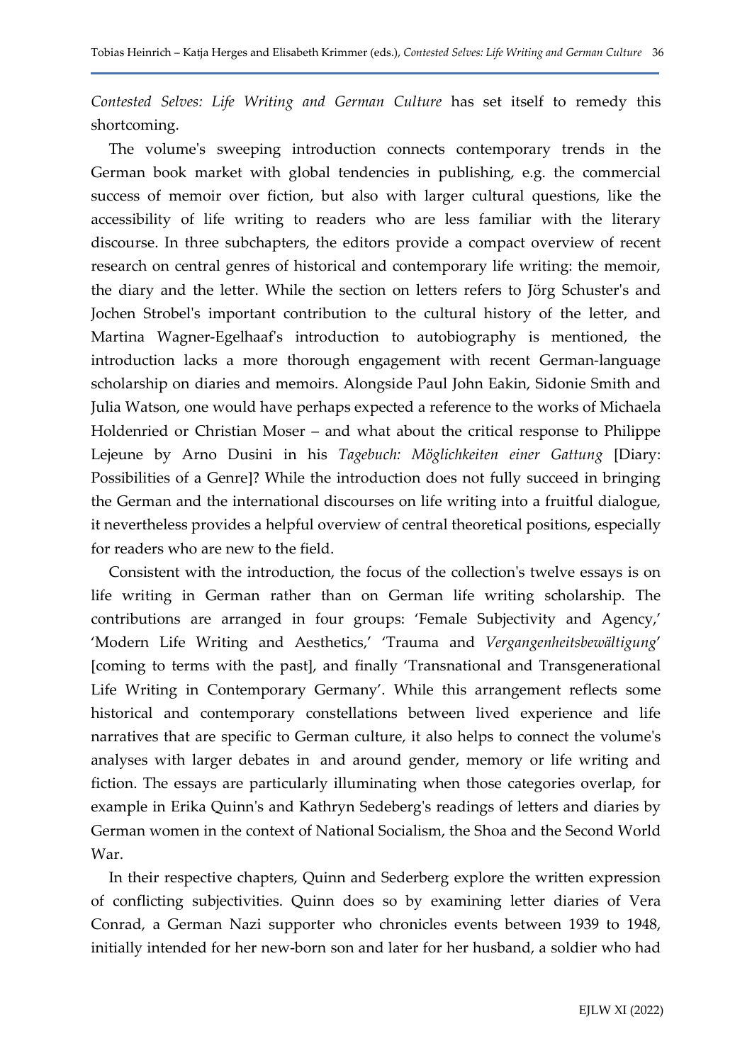*Contested Selves: Life Writing and German Culture* has set itself to remedy this shortcoming.

The volume's sweeping introduction connects contemporary trends in the German book market with global tendencies in publishing, e.g. the commercial success of memoir over fiction, but also with larger cultural questions, like the accessibility of life writing to readers who are less familiar with the literary discourse. In three subchapters, the editors provide a compact overview of recent research on central genres of historical and contemporary life writing: the memoir, the diary and the letter. While the section on letters refers to Jörg Schuster's and Jochen Strobel's important contribution to the cultural history of the letter, and Martina Wagner-Egelhaaf's introduction to autobiography is mentioned, the introduction lacks a more thorough engagement with recent German-language scholarship on diaries and memoirs. Alongside Paul John Eakin, Sidonie Smith and Julia Watson, one would have perhaps expected a reference to the works of Michaela Holdenried or Christian Moser – and what about the critical response to Philippe Lejeune by Arno Dusini in his *Tagebuch: Möglichkeiten einer Gattung* [Diary: Possibilities of a Genre]? While the introduction does not fully succeed in bringing the German and the international discourses on life writing into a fruitful dialogue, it nevertheless provides a helpful overview of central theoretical positions, especially for readers who are new to the field.

Consistent with the introduction, the focus of the collection's twelve essays is on life writing in German rather than on German life writing scholarship. The contributions are arranged in four groups: 'Female Subjectivity and Agency,' 'Modern Life Writing and Aesthetics,' 'Trauma and *Vergangenheitsbewältigung*' [coming to terms with the past], and finally 'Transnational and Transgenerational Life Writing in Contemporary Germany'. While this arrangement reflects some historical and contemporary constellations between lived experience and life narratives that are specific to German culture, it also helps to connect the volume's analyses with larger debates in and around gender, memory or life writing and fiction. The essays are particularly illuminating when those categories overlap, for example in Erika Quinn's and Kathryn Sedeberg's readings of letters and diaries by German women in the context of National Socialism, the Shoa and the Second World War.

In their respective chapters, Quinn and Sederberg explore the written expression of conflicting subjectivities. Quinn does so by examining letter diaries of Vera Conrad, a German Nazi supporter who chronicles events between 1939 to 1948, initially intended for her new-born son and later for her husband, a soldier who had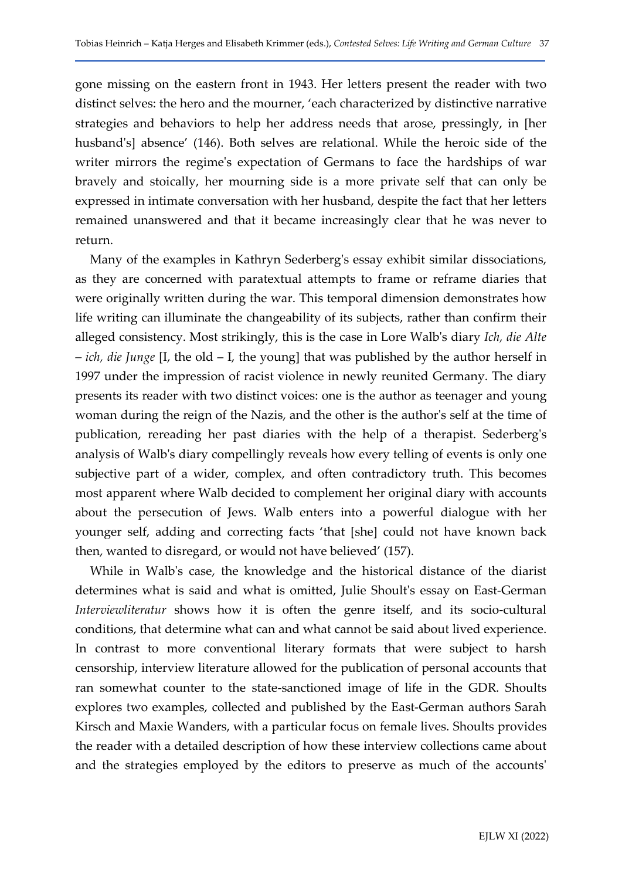gone missing on the eastern front in 1943. Her letters present the reader with two distinct selves: the hero and the mourner, 'each characterized by distinctive narrative strategies and behaviors to help her address needs that arose, pressingly, in [her husband's] absence' (146). Both selves are relational. While the heroic side of the writer mirrors the regime's expectation of Germans to face the hardships of war bravely and stoically, her mourning side is a more private self that can only be expressed in intimate conversation with her husband, despite the fact that her letters remained unanswered and that it became increasingly clear that he was never to return.

Many of the examples in Kathryn Sederberg's essay exhibit similar dissociations, as they are concerned with paratextual attempts to frame or reframe diaries that were originally written during the war. This temporal dimension demonstrates how life writing can illuminate the changeability of its subjects, rather than confirm their alleged consistency. Most strikingly, this is the case in Lore Walb's diary *Ich, die Alte – ich, die Junge* [I, the old – I, the young] that was published by the author herself in 1997 under the impression of racist violence in newly reunited Germany. The diary presents its reader with two distinct voices: one is the author as teenager and young woman during the reign of the Nazis, and the other is the author's self at the time of publication, rereading her past diaries with the help of a therapist. Sederberg's analysis of Walb's diary compellingly reveals how every telling of events is only one subjective part of a wider, complex, and often contradictory truth. This becomes most apparent where Walb decided to complement her original diary with accounts about the persecution of Jews. Walb enters into a powerful dialogue with her younger self, adding and correcting facts 'that [she] could not have known back then, wanted to disregard, or would not have believed' (157).

While in Walb's case, the knowledge and the historical distance of the diarist determines what is said and what is omitted, Julie Shoult's essay on East-German *Interviewliteratur* shows how it is often the genre itself, and its socio-cultural conditions, that determine what can and what cannot be said about lived experience. In contrast to more conventional literary formats that were subject to harsh censorship, interview literature allowed for the publication of personal accounts that ran somewhat counter to the state-sanctioned image of life in the GDR. Shoults explores two examples, collected and published by the East-German authors Sarah Kirsch and Maxie Wanders, with a particular focus on female lives. Shoults provides the reader with a detailed description of how these interview collections came about and the strategies employed by the editors to preserve as much of the accounts'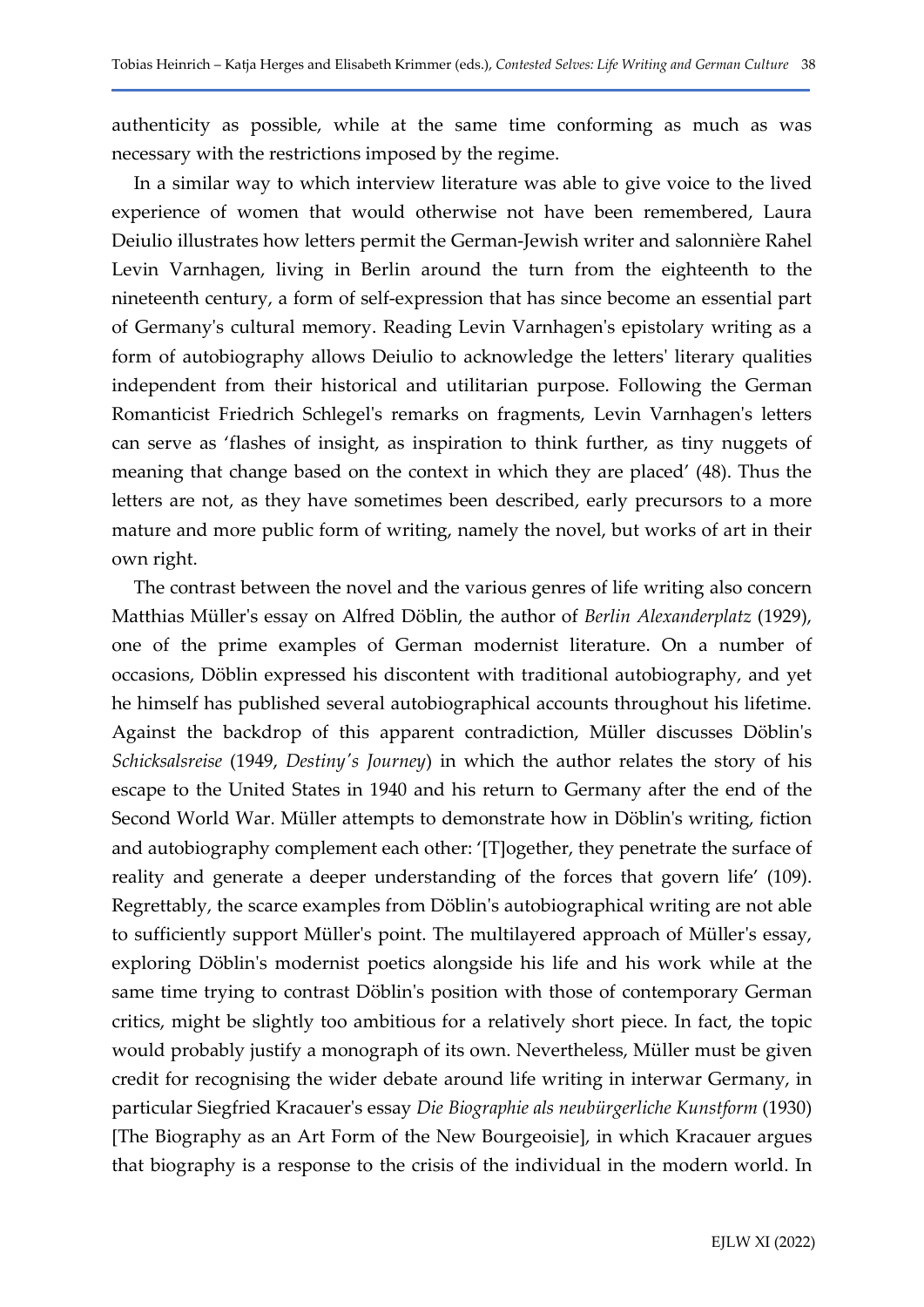authenticity as possible, while at the same time conforming as much as was necessary with the restrictions imposed by the regime.

In a similar way to which interview literature was able to give voice to the lived experience of women that would otherwise not have been remembered, Laura Deiulio illustrates how letters permit the German-Jewish writer and salonnière Rahel Levin Varnhagen, living in Berlin around the turn from the eighteenth to the nineteenth century, a form of self-expression that has since become an essential part of Germany's cultural memory. Reading Levin Varnhagen's epistolary writing as a form of autobiography allows Deiulio to acknowledge the letters' literary qualities independent from their historical and utilitarian purpose. Following the German Romanticist Friedrich Schlegel's remarks on fragments, Levin Varnhagen's letters can serve as 'flashes of insight, as inspiration to think further, as tiny nuggets of meaning that change based on the context in which they are placed' (48). Thus the letters are not, as they have sometimes been described, early precursors to a more mature and more public form of writing, namely the novel, but works of art in their own right.

The contrast between the novel and the various genres of life writing also concern Matthias Müller's essay on Alfred Döblin, the author of *Berlin Alexanderplatz* (1929), one of the prime examples of German modernist literature. On a number of occasions, Döblin expressed his discontent with traditional autobiography, and yet he himself has published several autobiographical accounts throughout his lifetime. Against the backdrop of this apparent contradiction, Müller discusses Döblin's *Schicksalsreise* (1949, *Destiny's Journey*) in which the author relates the story of his escape to the United States in 1940 and his return to Germany after the end of the Second World War. Müller attempts to demonstrate how in Döblin's writing, fiction and autobiography complement each other: '[T]ogether, they penetrate the surface of reality and generate a deeper understanding of the forces that govern life' (109). Regrettably, the scarce examples from Döblin's autobiographical writing are not able to sufficiently support Müller's point. The multilayered approach of Müller's essay, exploring Döblin's modernist poetics alongside his life and his work while at the same time trying to contrast Döblin's position with those of contemporary German critics, might be slightly too ambitious for a relatively short piece. In fact, the topic would probably justify a monograph of its own. Nevertheless, Müller must be given credit for recognising the wider debate around life writing in interwar Germany, in particular Siegfried Kracauer's essay *Die Biographie als neubürgerliche Kunstform* (1930) [The Biography as an Art Form of the New Bourgeoisie], in which Kracauer argues that biography is a response to the crisis of the individual in the modern world. In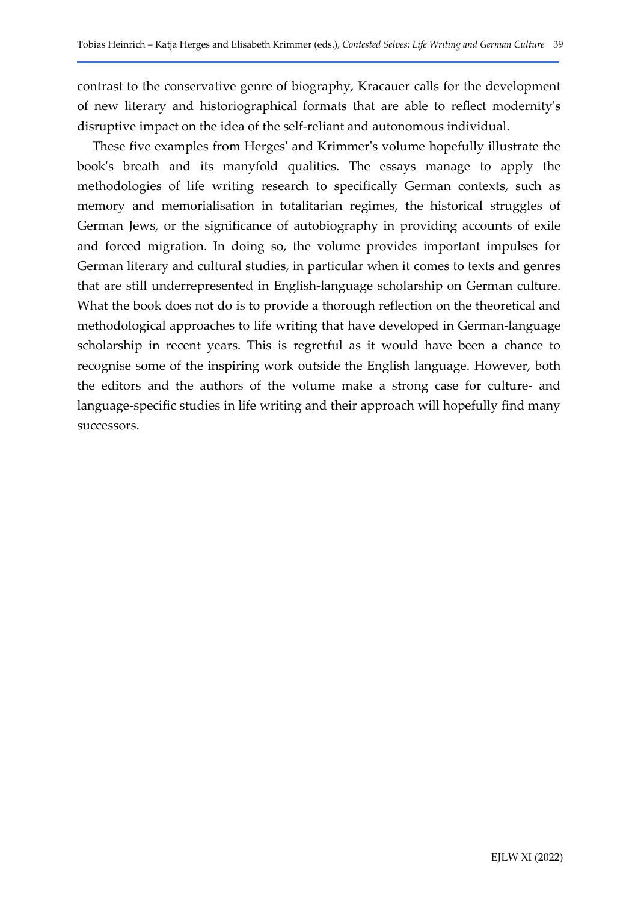contrast to the conservative genre of biography, Kracauer calls for the development of new literary and historiographical formats that are able to reflect modernity's disruptive impact on the idea of the self-reliant and autonomous individual.

These five examples from Herges' and Krimmer's volume hopefully illustrate the book's breath and its manyfold qualities. The essays manage to apply the methodologies of life writing research to specifically German contexts, such as memory and memorialisation in totalitarian regimes, the historical struggles of German Jews, or the significance of autobiography in providing accounts of exile and forced migration. In doing so, the volume provides important impulses for German literary and cultural studies, in particular when it comes to texts and genres that are still underrepresented in English-language scholarship on German culture. What the book does not do is to provide a thorough reflection on the theoretical and methodological approaches to life writing that have developed in German-language scholarship in recent years. This is regretful as it would have been a chance to recognise some of the inspiring work outside the English language. However, both the editors and the authors of the volume make a strong case for culture- and language-specific studies in life writing and their approach will hopefully find many successors.